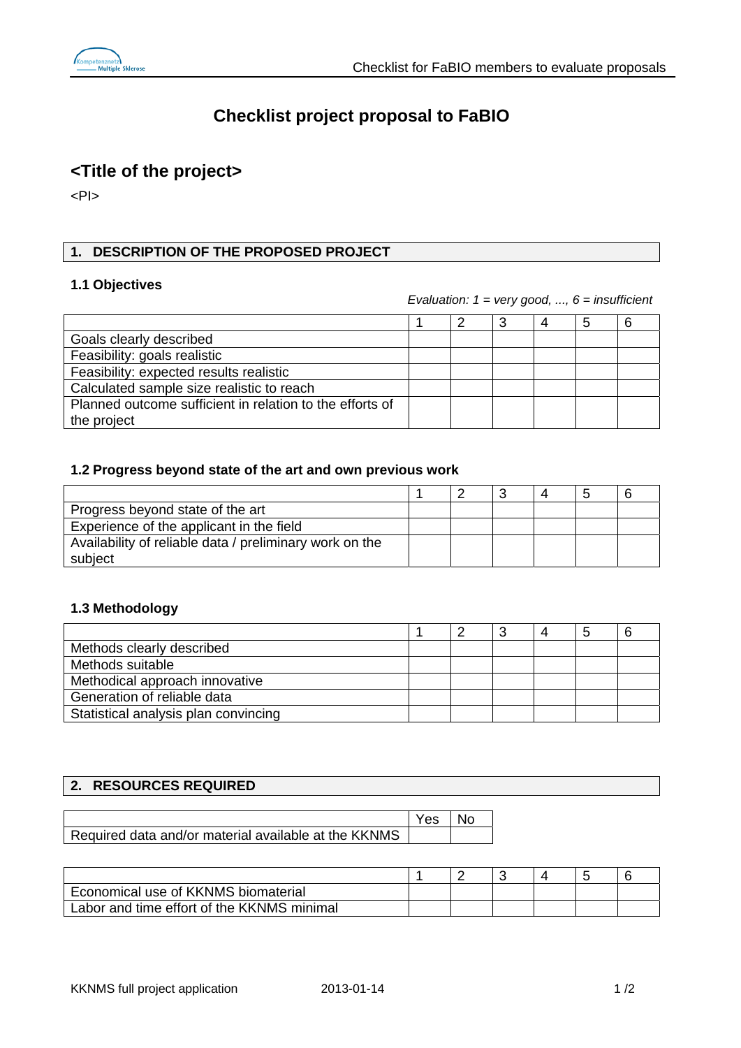# Checklist project proposal to FaBIO

## <Title of the project>

<PI>

## 1. DESCRIPTION OF THE PROPOSED PROJECT

### 1.1 Objectives

*Evaluation: 1 = very good, ..., 6 = insufficient*

| | 1 | 2 | 3 | 4 | 5 | 6 |
|---|---|---|---|---|---|---|
| Goals clearly described | | | | | | |
| Feasibility: goals realistic | | | | | | |
| Feasibility: expected results realistic | | | | | | |
| Calculated sample size realistic to reach | | | | | | |
| Planned outcome sufficient in relation to the efforts of the project | | | | | | |

### 1.2 Progress beyond state of the art and own previous work

| | 1 | 2 | 3 | 4 | 5 | 6 |
|---|---|---|---|---|---|---|
| Progress beyond state of the art | | | | | | |
| Experience of the applicant in the field | | | | | | |
| Availability of reliable data / preliminary work on the subject | | | | | | |

### 1.3 Methodology

| | 1 | 2 | 3 | 4 | 5 | 6 |
|---|---|---|---|---|---|---|
| Methods clearly described | | | | | | |
| Methods suitable | | | | | | |
| Methodical approach innovative | | | | | | |
| Generation of reliable data | | | | | | |
| Statistical analysis plan convincing | | | | | | |

## 2. RESOURCES REQUIRED

| | Yes | No |
|---|---|---|
| Required data and/or material available at the KKNMS | | |

| | 1 | 2 | 3 | 4 | 5 | 6 |
|---|---|---|---|---|---|---|
| Economical use of KKNMS biomaterial | | | | | | |
| Labor and time effort of the KKNMS minimal | | | | | | |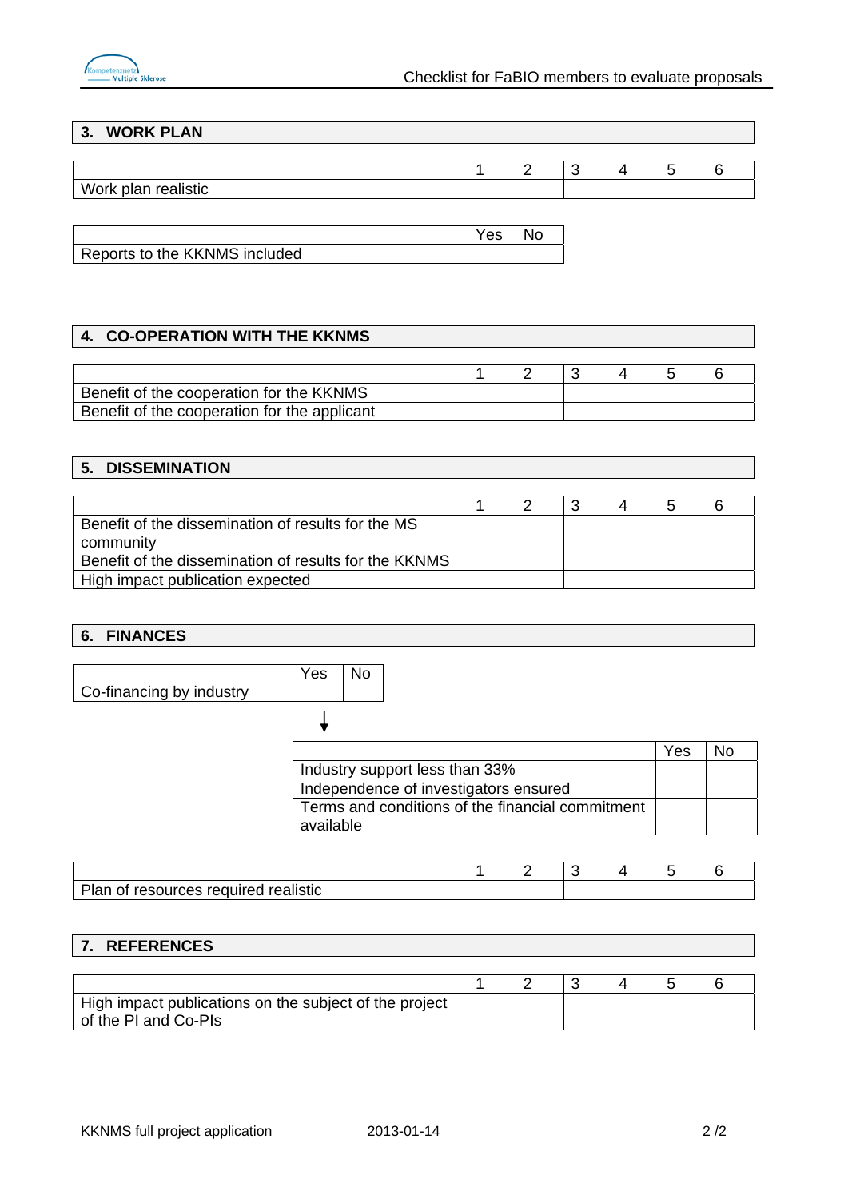## 3. WORK PLAN

| | 1 | 2 | 3 | 4 | 5 | 6 |
|---|---|---|---|---|---|---|
| Work plan realistic | | | | | | |

| | Yes | No |
|---|---|---|
| Reports to the KKNMS included | | |

## 4. CO-OPERATION WITH THE KKNMS

| | 1 | 2 | 3 | 4 | 5 | 6 |
|---|---|---|---|---|---|---|
| Benefit of the cooperation for the KKNMS | | | | | | |
| Benefit of the cooperation for the applicant | | | | | | |

## 5. DISSEMINATION

| | 1 | 2 | 3 | 4 | 5 | 6 |
|---|---|---|---|---|---|---|
| Benefit of the dissemination of results for the MS community | | | | | | |
| Benefit of the dissemination of results for the KKNMS | | | | | | |
| High impact publication expected | | | | | | |

## 6. FINANCES

| | Yes | No |
|---|---|---|
| Co-financing by industry | | |

↓

| | Yes | No |
|---|---|---|
| Industry support less than 33% | | |
| Independence of investigators ensured | | |
| Terms and conditions of the financial commitment available | | |

| | 1 | 2 | 3 | 4 | 5 | 6 |
|---|---|---|---|---|---|---|
| Plan of resources required realistic | | | | | | |

## 7. REFERENCES

| | 1 | 2 | 3 | 4 | 5 | 6 |
|---|---|---|---|---|---|---|
| High impact publications on the subject of the project of the PI and Co-PIs | | | | | | |